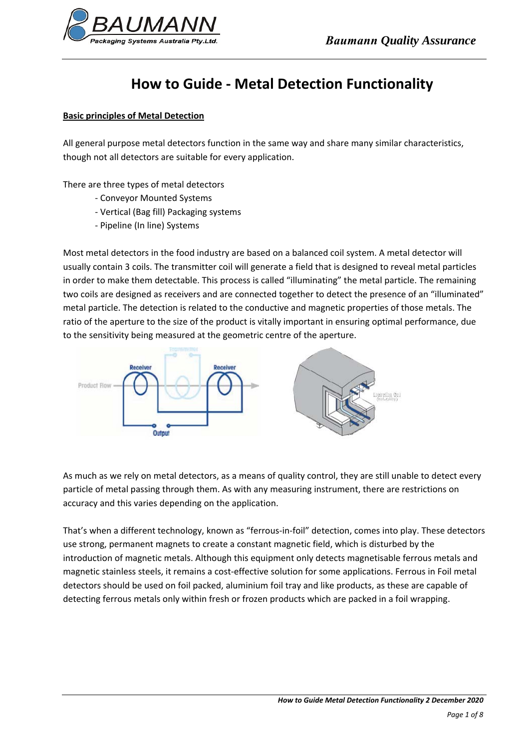# How to Guide - Metal Detection Functionality

**Basic principles of Metal Detection**

All general purpose metal detectors function in the same way and share many similar characteristics, though not all detectors are suitable for every application.

There are three types of metal detectors

- Conveyor Mounted Systems
- Vertical (Bag fill) Packaging systems
- Pipeline (In line) Systems

Most metal detectors in the food industry are based on a balanced coil system. A metal detector will usually contain 3 coils. The transmitter coil will generate a field that is designed to reveal metal particles in order to make them detectable. This process is called "illuminating" the metal particle. The remaining two coils are designed as receivers and are connected together to detect the presence of an "illuminated" metal particle. The detection is related to the conductive and magnetic properties of those metals. The ratio of the aperture to the size of the product is vitally important in ensuring optimal performance, due to the sensitivity being measured at the geometric centre of the aperture.

As much as we rely on metal detectors, as a means of quality control, they are still unable to detect every particle of metal passing through them. As with any measuring instrument, there are restrictions on accuracy and this varies depending on the application.

That's when a different technology, known as "ferrous-in-foil" detection, comes into play. These detectors use strong, permanent magnets to create a constant magnetic field, which is disturbed by the introduction of magnetic metals. Although this equipment only detects magnetisable ferrous metals and magnetic stainless steels, it remains a cost-effective solution for some applications. Ferrous in Foil metal detectors should be used on foil packed, aluminium foil tray and like products, as these are capable of detecting ferrous metals only within fresh or frozen products which are packed in a foil wrapping.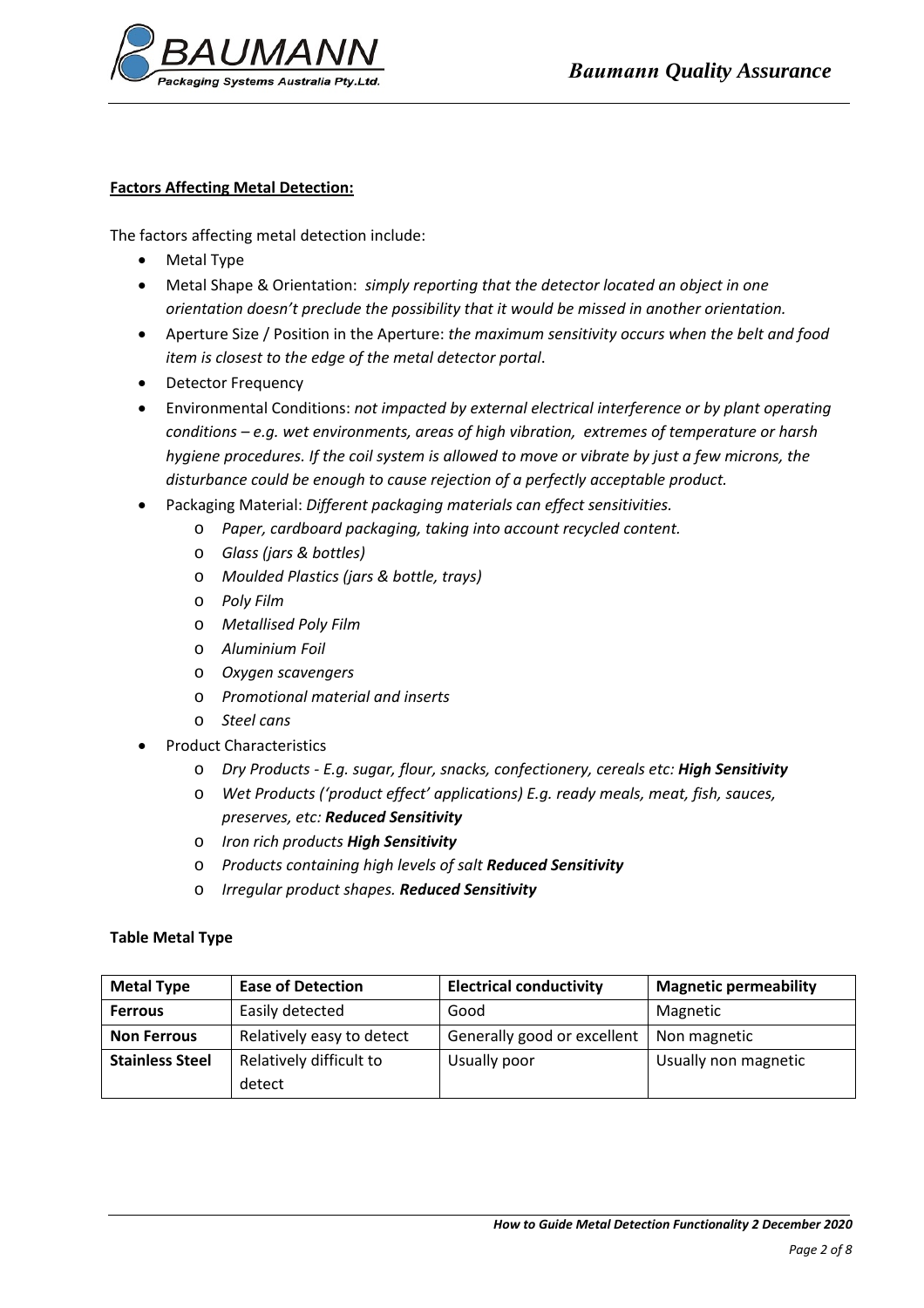**Factors Affecting Metal Detection:**

The factors affecting metal detection include:

- Metal Type
- Metal Shape & Orientation: *simply reporting that the detector located an object in one orientation doesn't preclude the possibility that it would be missed in another orientation.*
- Aperture Size / Position in the Aperture: *the maximum sensitivity occurs when the belt and food item is closest to the edge of the metal detector portal*.
- Detector Frequency
- Environmental Conditions: *not impacted by external electrical interference or by plant operating conditions – e.g. wet environments, areas of high vibration, extremes of temperature or harsh hygiene procedures. If the coil system is allowed to move or vibrate by just a few microns, the disturbance could be enough to cause rejection of a perfectly acceptable product.*
- Packaging Material: *Different packaging materials can effect sensitivities.*
  - *Paper, cardboard packaging, taking into account recycled content.*
  - *Glass (jars & bottles)*
  - *Moulded Plastics (jars & bottle, trays)*
  - *Poly Film*
  - *Metallised Poly Film*
  - *Aluminium Foil*
  - *Oxygen scavengers*
  - *Promotional material and inserts*
  - *Steel cans*
- Product Characteristics
  - *Dry Products - E.g. sugar, flour, snacks, confectionery, cereals etc: **High Sensitivity***
  - *Wet Products ('product effect' applications) E.g. ready meals, meat, fish, sauces, preserves, etc: **Reduced Sensitivity***
  - *Iron rich products **High Sensitivity***
  - *Products containing high levels of salt **Reduced Sensitivity***
  - *Irregular product shapes. **Reduced Sensitivity***

**Table Metal Type**

| Metal Type | Ease of Detection | Electrical conductivity | Magnetic permeability |
|---|---|---|---|
| **Ferrous** | Easily detected | Good | Magnetic |
| **Non Ferrous** | Relatively easy to detect | Generally good or excellent | Non magnetic |
| **Stainless Steel** | Relatively difficult to detect | Usually poor | Usually non magnetic |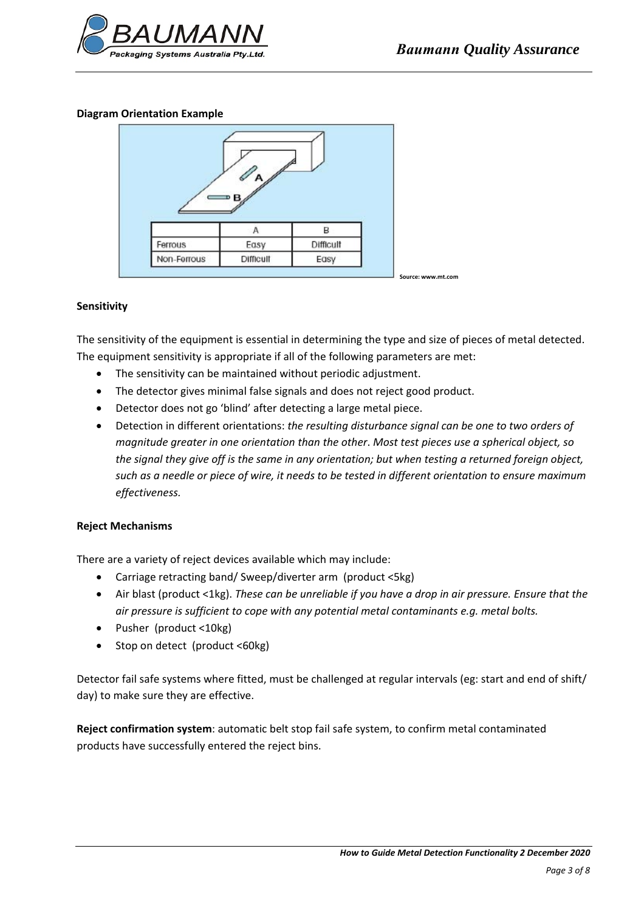**Diagram Orientation Example**

|  | A | B |
|---|---|---|
| Ferrous | Easy | Difficult |
| Non-Ferrous | Difficult | Easy |

Source: www.mt.com

**Sensitivity**

The sensitivity of the equipment is essential in determining the type and size of pieces of metal detected. The equipment sensitivity is appropriate if all of the following parameters are met:

- The sensitivity can be maintained without periodic adjustment.
- The detector gives minimal false signals and does not reject good product.
- Detector does not go 'blind' after detecting a large metal piece.
- Detection in different orientations: *the resulting disturbance signal can be one to two orders of magnitude greater in one orientation than the other. Most test pieces use a spherical object, so the signal they give off is the same in any orientation; but when testing a returned foreign object, such as a needle or piece of wire, it needs to be tested in different orientation to ensure maximum effectiveness.*

**Reject Mechanisms**

There are a variety of reject devices available which may include:

- Carriage retracting band/ Sweep/diverter arm (product <5kg)
- Air blast (product <1kg). *These can be unreliable if you have a drop in air pressure. Ensure that the air pressure is sufficient to cope with any potential metal contaminants e.g. metal bolts.*
- Pusher (product <10kg)
- Stop on detect (product <60kg)

Detector fail safe systems where fitted, must be challenged at regular intervals (eg: start and end of shift/ day) to make sure they are effective.

**Reject confirmation system**: automatic belt stop fail safe system, to confirm metal contaminated products have successfully entered the reject bins.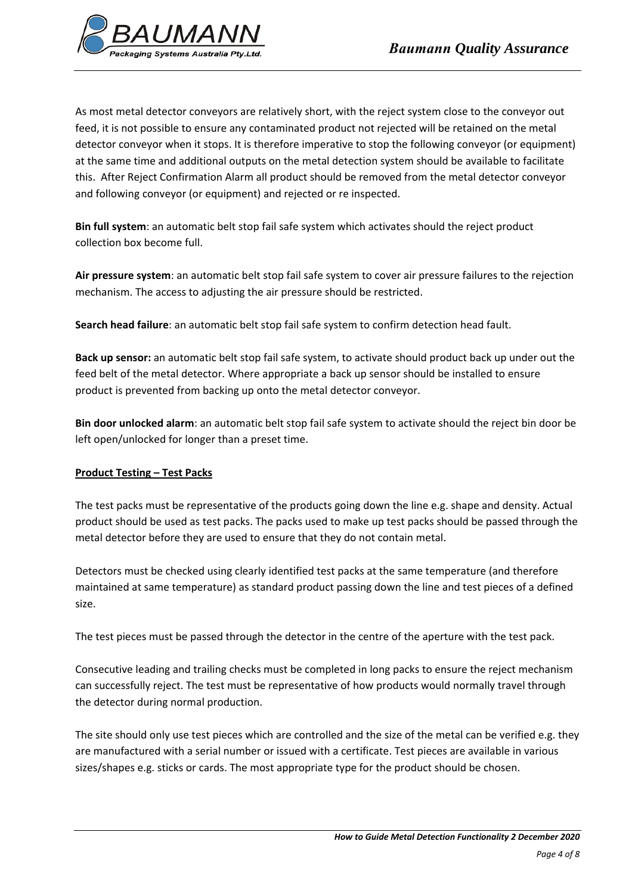As most metal detector conveyors are relatively short, with the reject system close to the conveyor out feed, it is not possible to ensure any contaminated product not rejected will be retained on the metal detector conveyor when it stops. It is therefore imperative to stop the following conveyor (or equipment) at the same time and additional outputs on the metal detection system should be available to facilitate this. After Reject Confirmation Alarm all product should be removed from the metal detector conveyor and following conveyor (or equipment) and rejected or re inspected.

**Bin full system**: an automatic belt stop fail safe system which activates should the reject product collection box become full.

**Air pressure system**: an automatic belt stop fail safe system to cover air pressure failures to the rejection mechanism. The access to adjusting the air pressure should be restricted.

**Search head failure**: an automatic belt stop fail safe system to confirm detection head fault.

**Back up sensor:** an automatic belt stop fail safe system, to activate should product back up under out the feed belt of the metal detector. Where appropriate a back up sensor should be installed to ensure product is prevented from backing up onto the metal detector conveyor.

**Bin door unlocked alarm**: an automatic belt stop fail safe system to activate should the reject bin door be left open/unlocked for longer than a preset time.

**Product Testing – Test Packs**

The test packs must be representative of the products going down the line e.g. shape and density. Actual product should be used as test packs. The packs used to make up test packs should be passed through the metal detector before they are used to ensure that they do not contain metal.

Detectors must be checked using clearly identified test packs at the same temperature (and therefore maintained at same temperature) as standard product passing down the line and test pieces of a defined size.

The test pieces must be passed through the detector in the centre of the aperture with the test pack.

Consecutive leading and trailing checks must be completed in long packs to ensure the reject mechanism can successfully reject. The test must be representative of how products would normally travel through the detector during normal production.

The site should only use test pieces which are controlled and the size of the metal can be verified e.g. they are manufactured with a serial number or issued with a certificate. Test pieces are available in various sizes/shapes e.g. sticks or cards. The most appropriate type for the product should be chosen.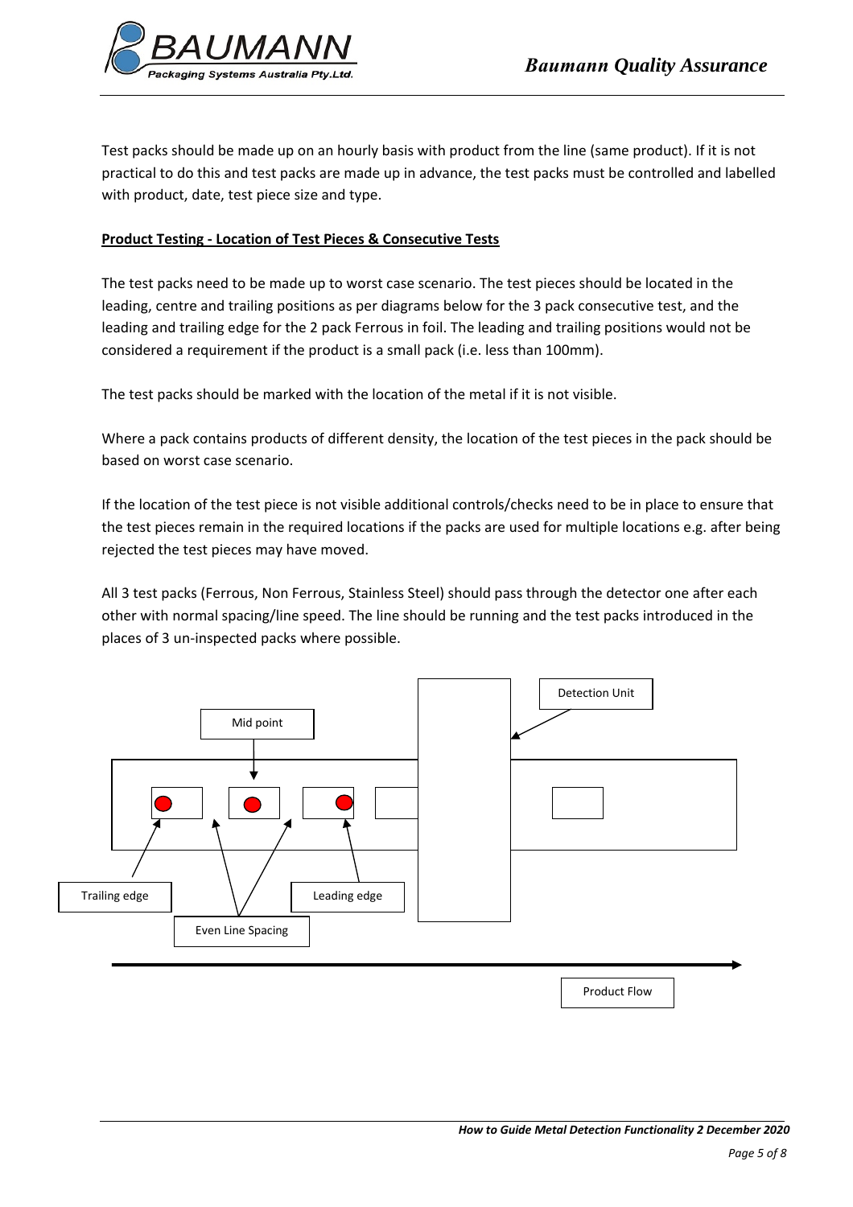Test packs should be made up on an hourly basis with product from the line (same product). If it is not practical to do this and test packs are made up in advance, the test packs must be controlled and labelled with product, date, test piece size and type.

**Product Testing - Location of Test Pieces & Consecutive Tests**

The test packs need to be made up to worst case scenario. The test pieces should be located in the leading, centre and trailing positions as per diagrams below for the 3 pack consecutive test, and the leading and trailing edge for the 2 pack Ferrous in foil. The leading and trailing positions would not be considered a requirement if the product is a small pack (i.e. less than 100mm).

The test packs should be marked with the location of the metal if it is not visible.

Where a pack contains products of different density, the location of the test pieces in the pack should be based on worst case scenario.

If the location of the test piece is not visible additional controls/checks need to be in place to ensure that the test pieces remain in the required locations if the packs are used for multiple locations e.g. after being rejected the test pieces may have moved.

All 3 test packs (Ferrous, Non Ferrous, Stainless Steel) should pass through the detector one after each other with normal spacing/line speed. The line should be running and the test packs introduced in the places of 3 un-inspected packs where possible.

Mid point

Detection Unit

Trailing edge

Leading edge

Even Line Spacing

Product Flow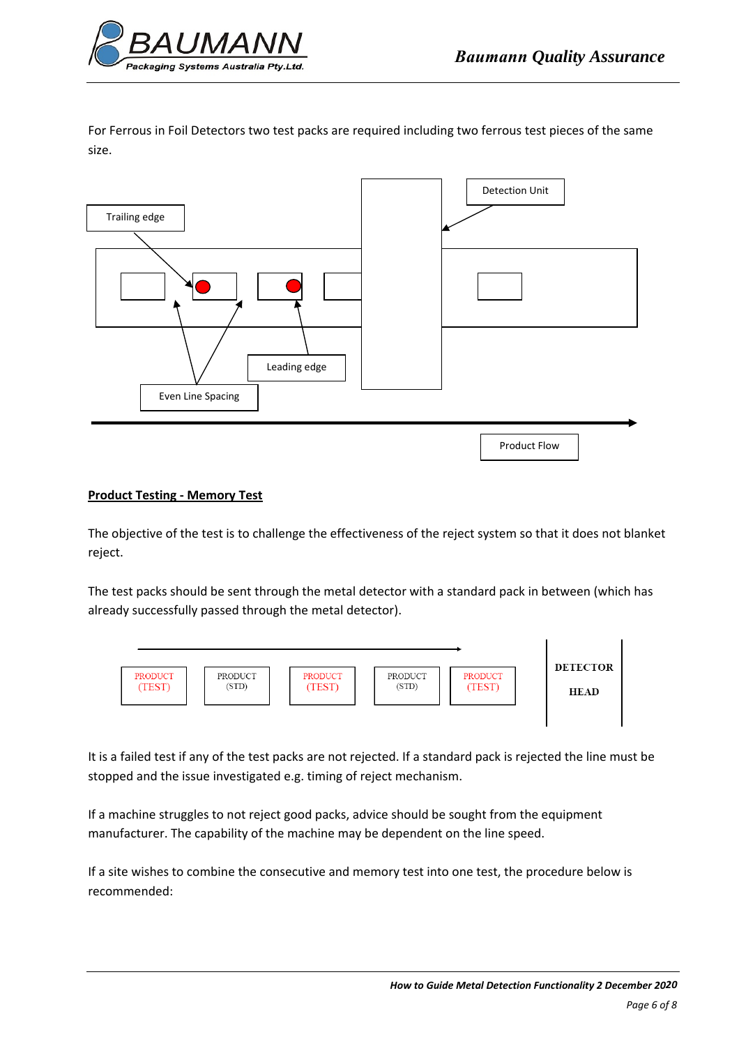For Ferrous in Foil Detectors two test packs are required including two ferrous test pieces of the same size.

Trailing edge

Detection Unit

Leading edge

Even Line Spacing

Product Flow

**Product Testing - Memory Test**

The objective of the test is to challenge the effectiveness of the reject system so that it does not blanket reject.

The test packs should be sent through the metal detector with a standard pack in between (which has already successfully passed through the metal detector).

PRODUCT (TEST) | PRODUCT (STD) | PRODUCT (TEST) | PRODUCT (STD) | PRODUCT (TEST) | DETECTOR HEAD

It is a failed test if any of the test packs are not rejected. If a standard pack is rejected the line must be stopped and the issue investigated e.g. timing of reject mechanism.

If a machine struggles to not reject good packs, advice should be sought from the equipment manufacturer. The capability of the machine may be dependent on the line speed.

If a site wishes to combine the consecutive and memory test into one test, the procedure below is recommended: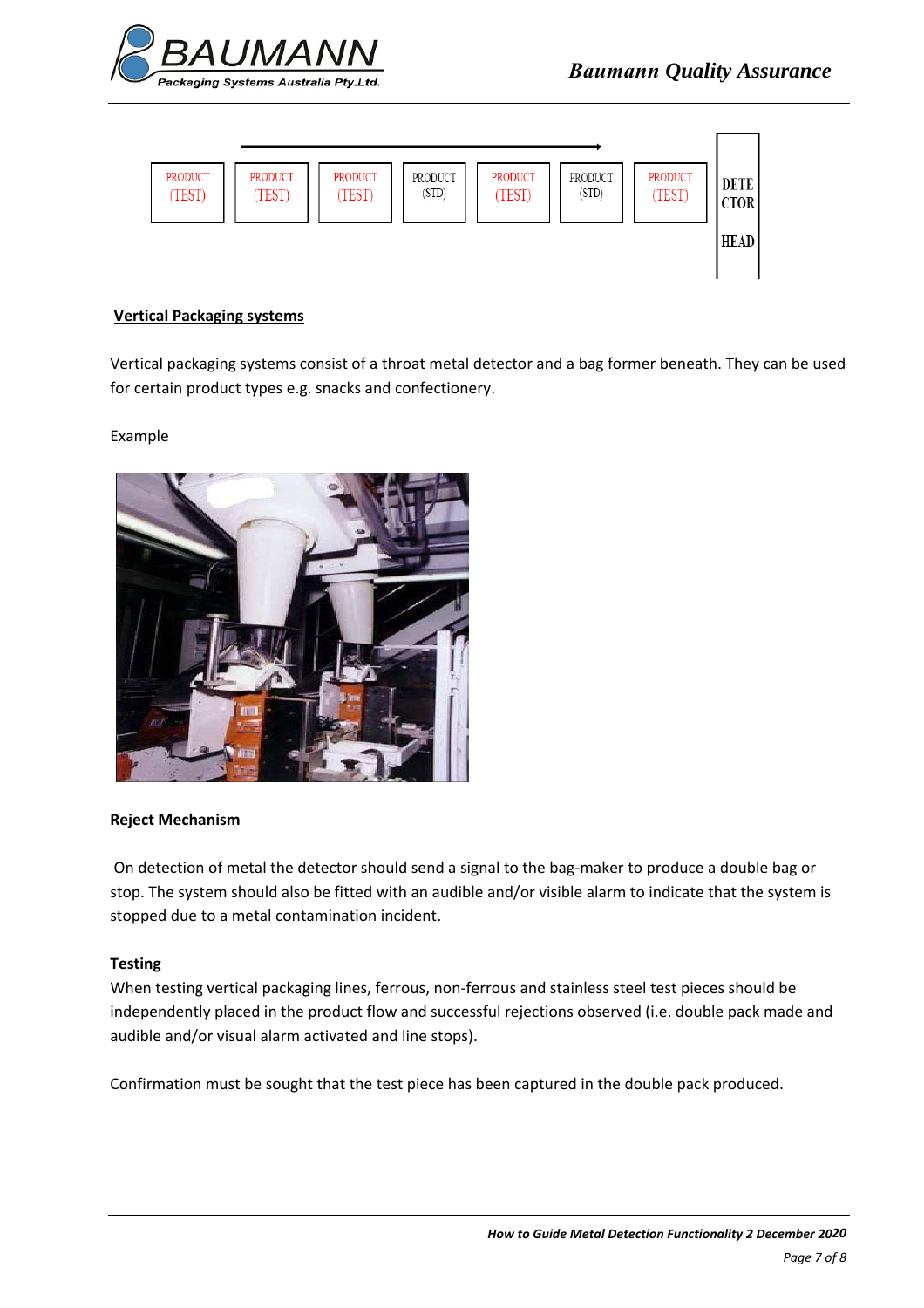| PRODUCT (TEST) | PRODUCT (TEST) | PRODUCT (TEST) | PRODUCT (STD) | PRODUCT (TEST) | PRODUCT (STD) | PRODUCT (TEST) | DETECTOR HEAD |
|---|---|---|---|---|---|---|---|

## Vertical Packaging systems

Vertical packaging systems consist of a throat metal detector and a bag former beneath. They can be used for certain product types e.g. snacks and confectionery.

Example

### Reject Mechanism

On detection of metal the detector should send a signal to the bag-maker to produce a double bag or stop. The system should also be fitted with an audible and/or visible alarm to indicate that the system is stopped due to a metal contamination incident.

### Testing

When testing vertical packaging lines, ferrous, non-ferrous and stainless steel test pieces should be independently placed in the product flow and successful rejections observed (i.e. double pack made and audible and/or visual alarm activated and line stops).

Confirmation must be sought that the test piece has been captured in the double pack produced.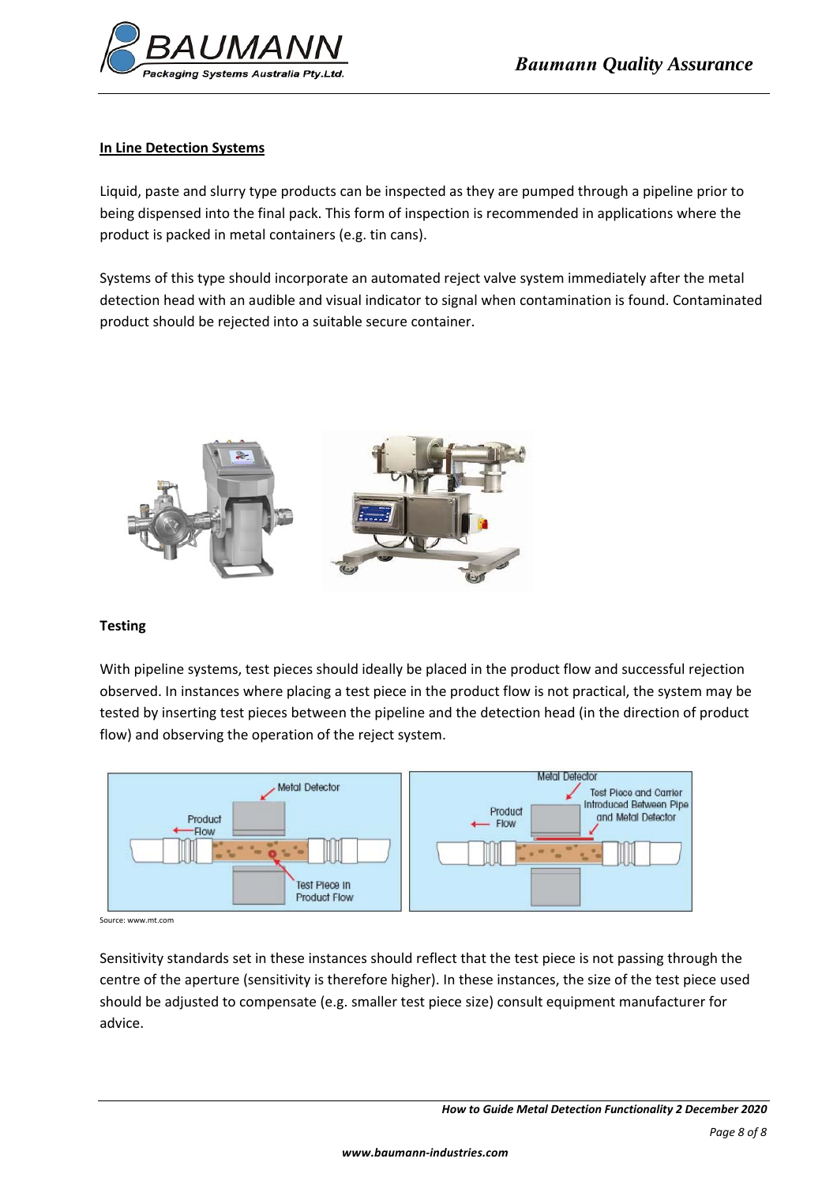## In Line Detection Systems

Liquid, paste and slurry type products can be inspected as they are pumped through a pipeline prior to being dispensed into the final pack. This form of inspection is recommended in applications where the product is packed in metal containers (e.g. tin cans).

Systems of this type should incorporate an automated reject valve system immediately after the metal detection head with an audible and visual indicator to signal when contamination is found. Contaminated product should be rejected into a suitable secure container.

### Testing

With pipeline systems, test pieces should ideally be placed in the product flow and successful rejection observed. In instances where placing a test piece in the product flow is not practical, the system may be tested by inserting test pieces between the pipeline and the detection head (in the direction of product flow) and observing the operation of the reject system.

Metal Detector

Product Flow

Test Piece in Product Flow

Metal Detector

Product Flow

Test Piece and Carrier Introduced Between Pipe and Metal Detector

Source: www.mt.com

Sensitivity standards set in these instances should reflect that the test piece is not passing through the centre of the aperture (sensitivity is therefore higher). In these instances, the size of the test piece used should be adjusted to compensate (e.g. smaller test piece size) consult equipment manufacturer for advice.